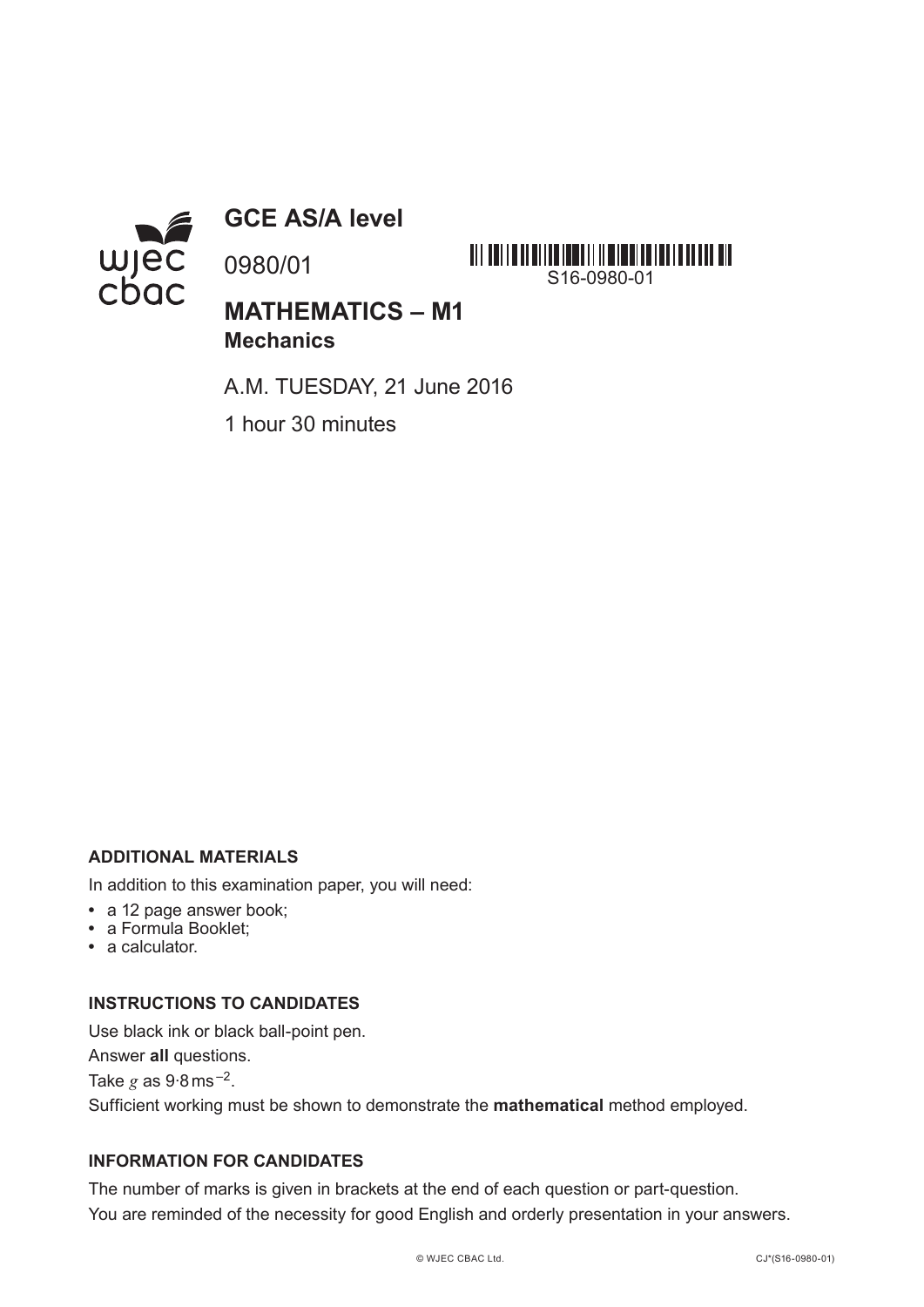# GCE AS/A level

0980/01

S16-0980-01

## MATHEMATICS – M1
### Mechanics

A.M. TUESDAY, 21 June 2016

1 hour 30 minutes

**ADDITIONAL MATERIALS**

In addition to this examination paper, you will need:

- a 12 page answer book;
- a Formula Booklet;
- a calculator.

**INSTRUCTIONS TO CANDIDATES**

Use black ink or black ball-point pen.

Answer **all** questions.

Take $g$ as $9{\cdot}8\,\text{ms}^{-2}$.

Sufficient working must be shown to demonstrate the **mathematical** method employed.

**INFORMATION FOR CANDIDATES**

The number of marks is given in brackets at the end of each question or part-question.

You are reminded of the necessity for good English and orderly presentation in your answers.

© WJEC CBAC Ltd. CJ*(S16-0980-01)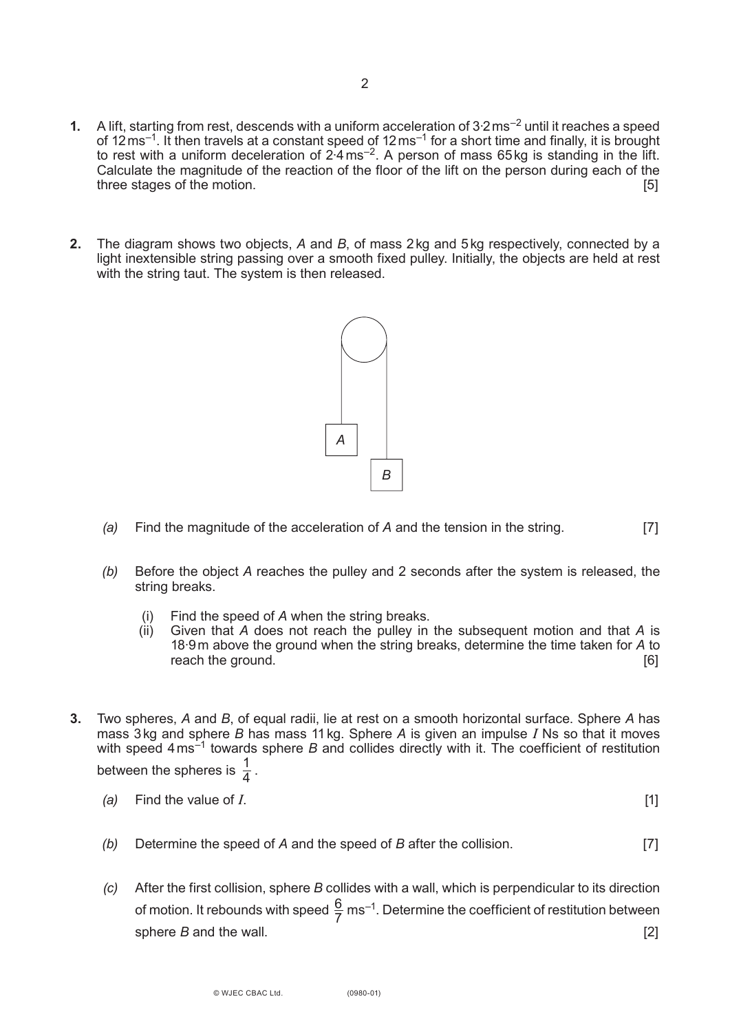**1.** A lift, starting from rest, descends with a uniform acceleration of $3{\cdot}2\,\text{ms}^{-2}$ until it reaches a speed of $12\,\text{ms}^{-1}$. It then travels at a constant speed of $12\,\text{ms}^{-1}$ for a short time and finally, it is brought to rest with a uniform deceleration of $2{\cdot}4\,\text{ms}^{-2}$. A person of mass 65 kg is standing in the lift. Calculate the magnitude of the reaction of the floor of the lift on the person during each of the three stages of the motion. [5]

**2.** The diagram shows two objects, *A* and *B*, of mass 2 kg and 5 kg respectively, connected by a light inextensible string passing over a smooth fixed pulley. Initially, the objects are held at rest with the string taut. The system is then released.

*(a)* Find the magnitude of the acceleration of *A* and the tension in the string. [7]

*(b)* Before the object *A* reaches the pulley and 2 seconds after the system is released, the string breaks.

(i) Find the speed of *A* when the string breaks.

(ii) Given that *A* does not reach the pulley in the subsequent motion and that *A* is 18·9 m above the ground when the string breaks, determine the time taken for *A* to reach the ground. [6]

**3.** Two spheres, *A* and *B*, of equal radii, lie at rest on a smooth horizontal surface. Sphere *A* has mass 3 kg and sphere *B* has mass 11 kg. Sphere *A* is given an impulse $I$ Ns so that it moves with speed $4\,\text{ms}^{-1}$ towards sphere *B* and collides directly with it. The coefficient of restitution between the spheres is $\frac{1}{4}$.

*(a)* Find the value of $I$. [1]

*(b)* Determine the speed of *A* and the speed of *B* after the collision. [7]

*(c)* After the first collision, sphere *B* collides with a wall, which is perpendicular to its direction of motion. It rebounds with speed $\frac{6}{7}\,\text{ms}^{-1}$. Determine the coefficient of restitution between sphere *B* and the wall. [2]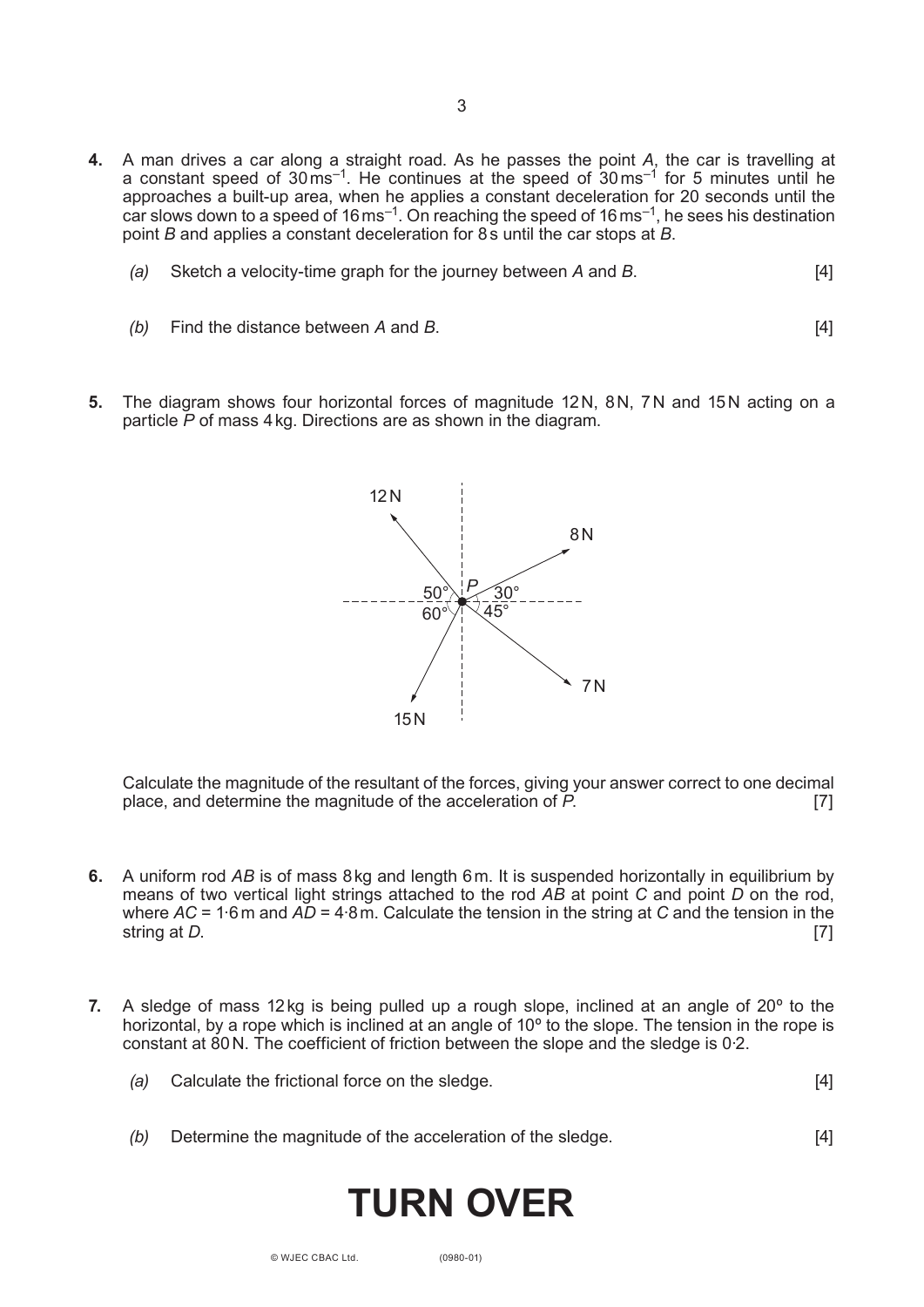**4.** A man drives a car along a straight road. As he passes the point $A$, the car is travelling at a constant speed of $30\,\text{ms}^{-1}$. He continues at the speed of $30\,\text{ms}^{-1}$ for 5 minutes until he approaches a built-up area, when he applies a constant deceleration for 20 seconds until the car slows down to a speed of $16\,\text{ms}^{-1}$. On reaching the speed of $16\,\text{ms}^{-1}$, he sees his destination point $B$ and applies a constant deceleration for 8 s until the car stops at $B$.

*(a)* Sketch a velocity-time graph for the journey between $A$ and $B$. [4]

*(b)* Find the distance between $A$ and $B$. [4]

**5.** The diagram shows four horizontal forces of magnitude 12 N, 8 N, 7 N and 15 N acting on a particle $P$ of mass 4 kg. Directions are as shown in the diagram.

Calculate the magnitude of the resultant of the forces, giving your answer correct to one decimal place, and determine the magnitude of the acceleration of $P$. [7]

**6.** A uniform rod $AB$ is of mass 8 kg and length 6 m. It is suspended horizontally in equilibrium by means of two vertical light strings attached to the rod $AB$ at point $C$ and point $D$ on the rod, where $AC$ = 1·6 m and $AD$ = 4·8 m. Calculate the tension in the string at $C$ and the tension in the string at $D$. [7]

**7.** A sledge of mass 12 kg is being pulled up a rough slope, inclined at an angle of 20º to the horizontal, by a rope which is inclined at an angle of 10º to the slope. The tension in the rope is constant at 80 N. The coefficient of friction between the slope and the sledge is 0·2.

*(a)* Calculate the frictional force on the sledge. [4]

*(b)* Determine the magnitude of the acceleration of the sledge. [4]

# TURN OVER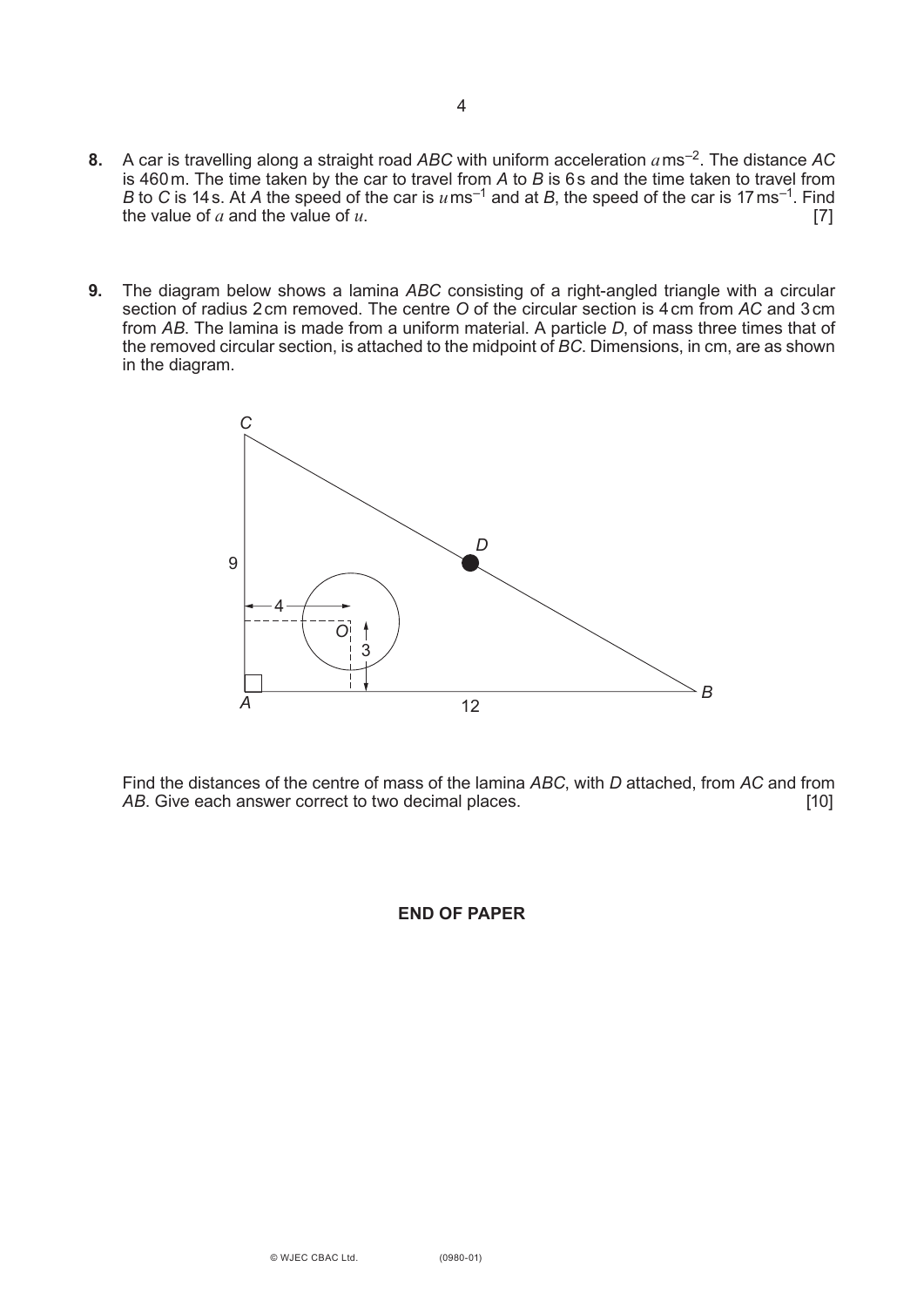**8.** A car is travelling along a straight road *ABC* with uniform acceleration $a\,\text{ms}^{-2}$. The distance *AC* is 460 m. The time taken by the car to travel from *A* to *B* is 6 s and the time taken to travel from *B* to *C* is 14 s. At *A* the speed of the car is $u\,\text{ms}^{-1}$ and at *B*, the speed of the car is $17\,\text{ms}^{-1}$. Find the value of $a$ and the value of $u$. [7]

**9.** The diagram below shows a lamina *ABC* consisting of a right-angled triangle with a circular section of radius 2 cm removed. The centre *O* of the circular section is 4 cm from *AC* and 3 cm from *AB*. The lamina is made from a uniform material. A particle *D*, of mass three times that of the removed circular section, is attached to the midpoint of *BC*. Dimensions, in cm, are as shown in the diagram.

C

D

9

4

O

3

A

12

B

Find the distances of the centre of mass of the lamina *ABC*, with *D* attached, from *AC* and from *AB*. Give each answer correct to two decimal places. [10]

**END OF PAPER**